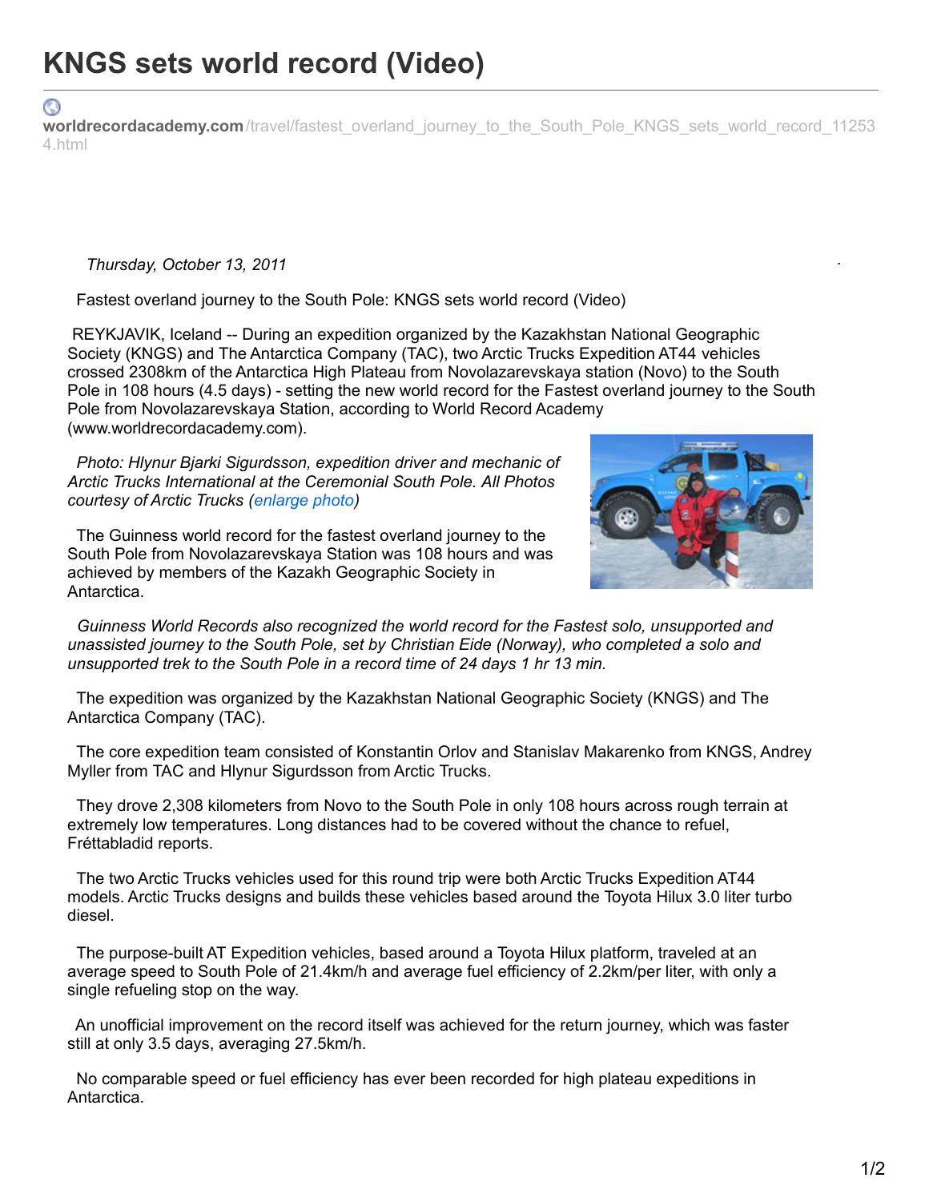# KNGS sets world record (Video)

**worldrecordacademy.com**/travel/fastest_overland_journey_to_the_South_Pole_KNGS_sets_world_record_112534.html

*Thursday, October 13, 2011*

Fastest overland journey to the South Pole: KNGS sets world record (Video)

REYKJAVIK, Iceland -- During an expedition organized by the Kazakhstan National Geographic Society (KNGS) and The Antarctica Company (TAC), two Arctic Trucks Expedition AT44 vehicles crossed 2308km of the Antarctica High Plateau from Novolazarevskaya station (Novo) to the South Pole in 108 hours (4.5 days) - setting the new world record for the Fastest overland journey to the South Pole from Novolazarevskaya Station, according to World Record Academy (www.worldrecordacademy.com).

*Photo: Hlynur Bjarki Sigurdsson, expedition driver and mechanic of Arctic Trucks International at the Ceremonial South Pole. All Photos courtesy of Arctic Trucks (enlarge photo)*

The Guinness world record for the fastest overland journey to the South Pole from Novolazarevskaya Station was 108 hours and was achieved by members of the Kazakh Geographic Society in Antarctica.

*Guinness World Records also recognized the world record for the Fastest solo, unsupported and unassisted journey to the South Pole, set by Christian Eide (Norway), who completed a solo and unsupported trek to the South Pole in a record time of 24 days 1 hr 13 min.*

The expedition was organized by the Kazakhstan National Geographic Society (KNGS) and The Antarctica Company (TAC).

The core expedition team consisted of Konstantin Orlov and Stanislav Makarenko from KNGS, Andrey Myller from TAC and Hlynur Sigurdsson from Arctic Trucks.

They drove 2,308 kilometers from Novo to the South Pole in only 108 hours across rough terrain at extremely low temperatures. Long distances had to be covered without the chance to refuel, Fréttabladid reports.

The two Arctic Trucks vehicles used for this round trip were both Arctic Trucks Expedition AT44 models. Arctic Trucks designs and builds these vehicles based around the Toyota Hilux 3.0 liter turbo diesel.

The purpose-built AT Expedition vehicles, based around a Toyota Hilux platform, traveled at an average speed to South Pole of 21.4km/h and average fuel efficiency of 2.2km/per liter, with only a single refueling stop on the way.

An unofficial improvement on the record itself was achieved for the return journey, which was faster still at only 3.5 days, averaging 27.5km/h.

No comparable speed or fuel efficiency has ever been recorded for high plateau expeditions in Antarctica.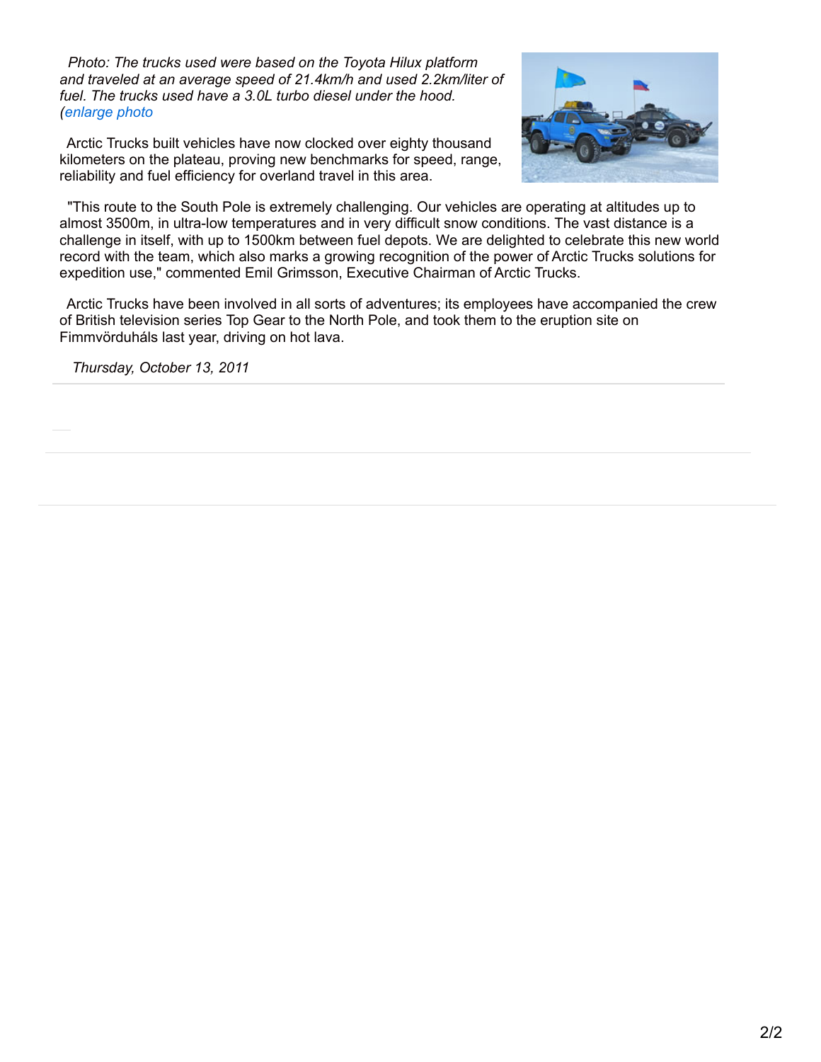*Photo: The trucks used were based on the Toyota Hilux platform and traveled at an average speed of 21.4km/h and used 2.2km/liter of fuel. The trucks used have a 3.0L turbo diesel under the hood. (enlarge photo*

Arctic Trucks built vehicles have now clocked over eighty thousand kilometers on the plateau, proving new benchmarks for speed, range, reliability and fuel efficiency for overland travel in this area.

"This route to the South Pole is extremely challenging. Our vehicles are operating at altitudes up to almost 3500m, in ultra-low temperatures and in very difficult snow conditions. The vast distance is a challenge in itself, with up to 1500km between fuel depots. We are delighted to celebrate this new world record with the team, which also marks a growing recognition of the power of Arctic Trucks solutions for expedition use," commented Emil Grimsson, Executive Chairman of Arctic Trucks.

Arctic Trucks have been involved in all sorts of adventures; its employees have accompanied the crew of British television series Top Gear to the North Pole, and took them to the eruption site on Fimmvörduháls last year, driving on hot lava.

*Thursday, October 13, 2011*